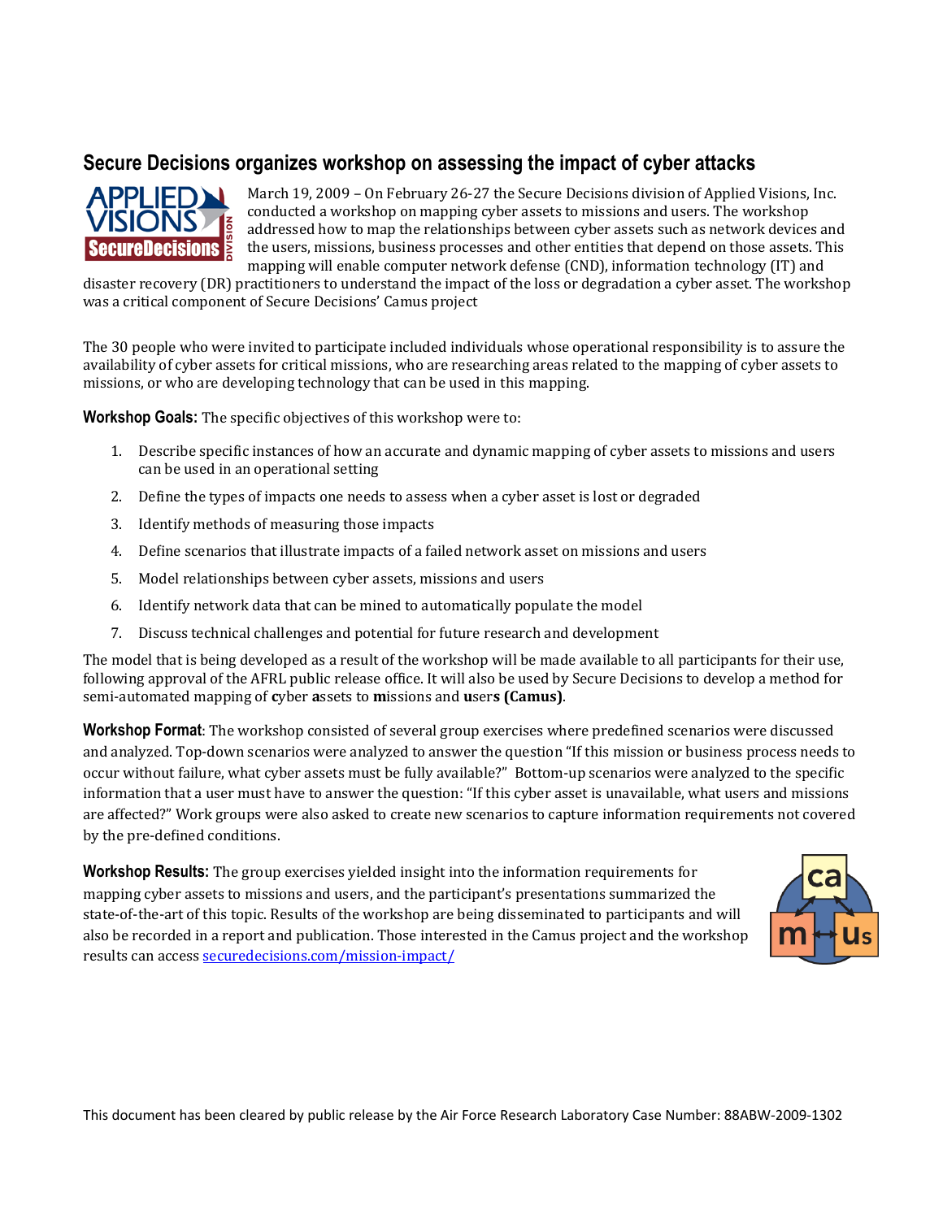## Secure Decisions organizes workshop on assessing the impact of cyber attacks

March 19, 2009 – On February 26-27 the Secure Decisions division of Applied Visions, Inc. conducted a workshop on mapping cyber assets to missions and users. The workshop addressed how to map the relationships between cyber assets such as network devices and the users, missions, business processes and other entities that depend on those assets. This mapping will enable computer network defense (CND), information technology (IT) and disaster recovery (DR) practitioners to understand the impact of the loss or degradation a cyber asset. The workshop was a critical component of Secure Decisions' Camus project

The 30 people who were invited to participate included individuals whose operational responsibility is to assure the availability of cyber assets for critical missions, who are researching areas related to the mapping of cyber assets to missions, or who are developing technology that can be used in this mapping.

**Workshop Goals:** The specific objectives of this workshop were to:

1. Describe specific instances of how an accurate and dynamic mapping of cyber assets to missions and users can be used in an operational setting
2. Define the types of impacts one needs to assess when a cyber asset is lost or degraded
3. Identify methods of measuring those impacts
4. Define scenarios that illustrate impacts of a failed network asset on missions and users
5. Model relationships between cyber assets, missions and users
6. Identify network data that can be mined to automatically populate the model
7. Discuss technical challenges and potential for future research and development

The model that is being developed as a result of the workshop will be made available to all participants for their use, following approval of the AFRL public release office. It will also be used by Secure Decisions to develop a method for semi-automated mapping of **c**yber **a**ssets to **m**issions and **u**ser**s** **(Camus)**.

**Workshop Format**: The workshop consisted of several group exercises where predefined scenarios were discussed and analyzed. Top-down scenarios were analyzed to answer the question "If this mission or business process needs to occur without failure, what cyber assets must be fully available?" Bottom-up scenarios were analyzed to the specific information that a user must have to answer the question: "If this cyber asset is unavailable, what users and missions are affected?" Work groups were also asked to create new scenarios to capture information requirements not covered by the pre-defined conditions.

**Workshop Results:** The group exercises yielded insight into the information requirements for mapping cyber assets to missions and users, and the participant's presentations summarized the state-of-the-art of this topic. Results of the workshop are being disseminated to participants and will also be recorded in a report and publication. Those interested in the Camus project and the workshop results can access securedecisions.com/mission-impact/

This document has been cleared by public release by the Air Force Research Laboratory Case Number: 88ABW-2009-1302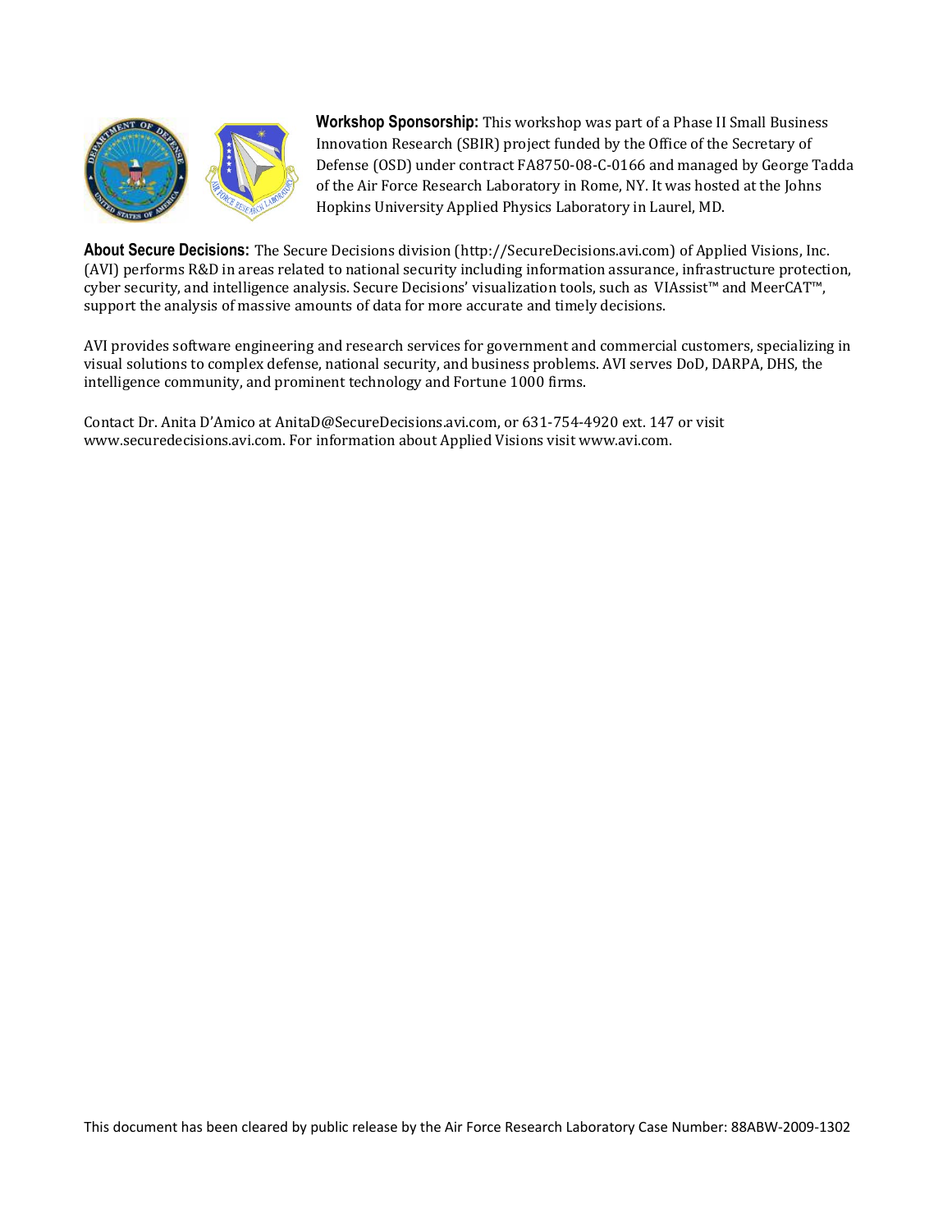**Workshop Sponsorship:** This workshop was part of a Phase II Small Business Innovation Research (SBIR) project funded by the Office of the Secretary of Defense (OSD) under contract FA8750-08-C-0166 and managed by George Tadda of the Air Force Research Laboratory in Rome, NY. It was hosted at the Johns Hopkins University Applied Physics Laboratory in Laurel, MD.

**About Secure Decisions:** The Secure Decisions division (http://SecureDecisions.avi.com) of Applied Visions, Inc. (AVI) performs R&D in areas related to national security including information assurance, infrastructure protection, cyber security, and intelligence analysis. Secure Decisions' visualization tools, such as VIAssist™ and MeerCAT™, support the analysis of massive amounts of data for more accurate and timely decisions.

AVI provides software engineering and research services for government and commercial customers, specializing in visual solutions to complex defense, national security, and business problems. AVI serves DoD, DARPA, DHS, the intelligence community, and prominent technology and Fortune 1000 firms.

Contact Dr. Anita D'Amico at AnitaD@SecureDecisions.avi.com, or 631-754-4920 ext. 147 or visit www.securedecisions.avi.com. For information about Applied Visions visit www.avi.com.

This document has been cleared by public release by the Air Force Research Laboratory Case Number: 88ABW-2009-1302